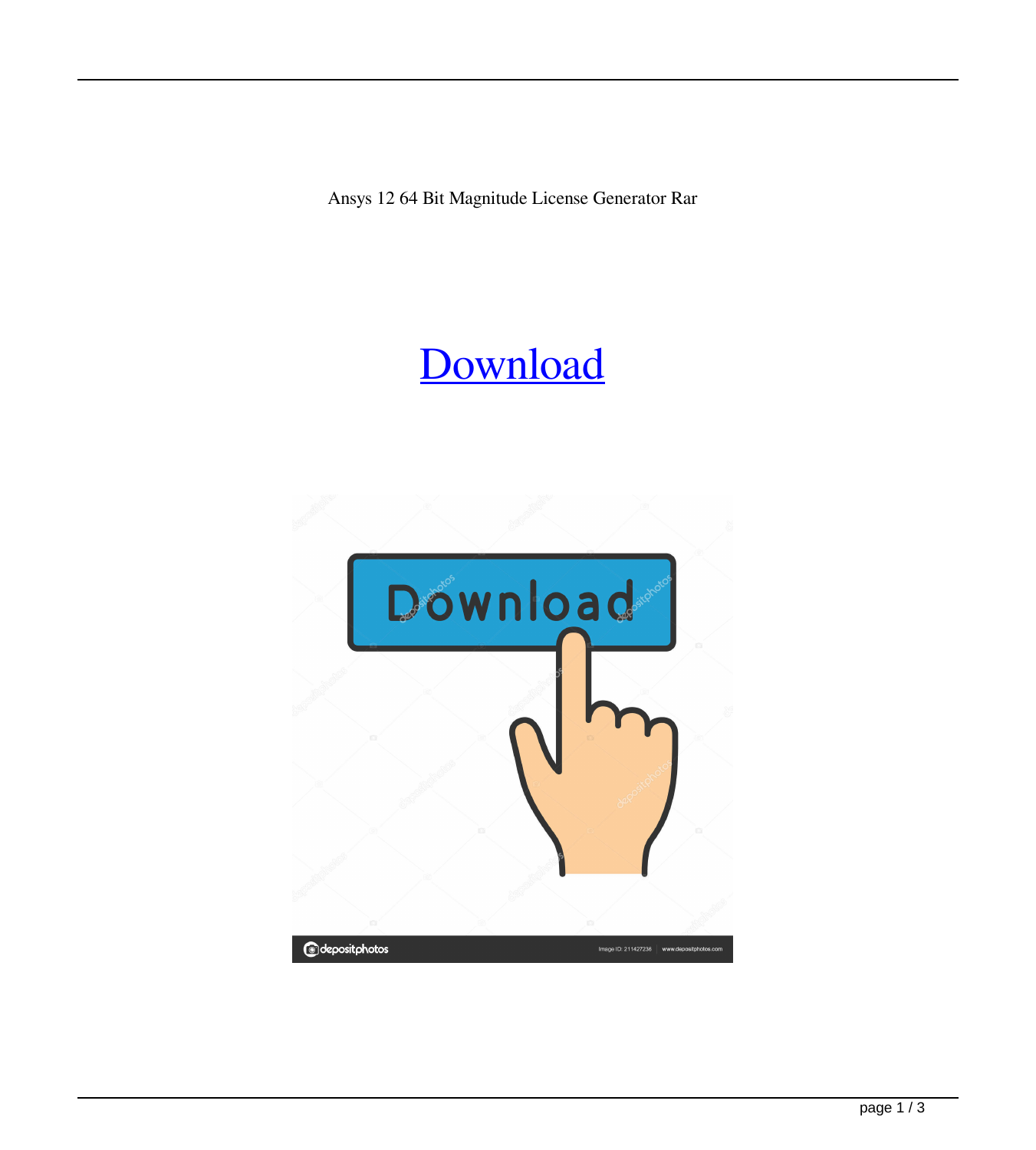Ansys 12 64 Bit Magnitude License Generator Rar

Download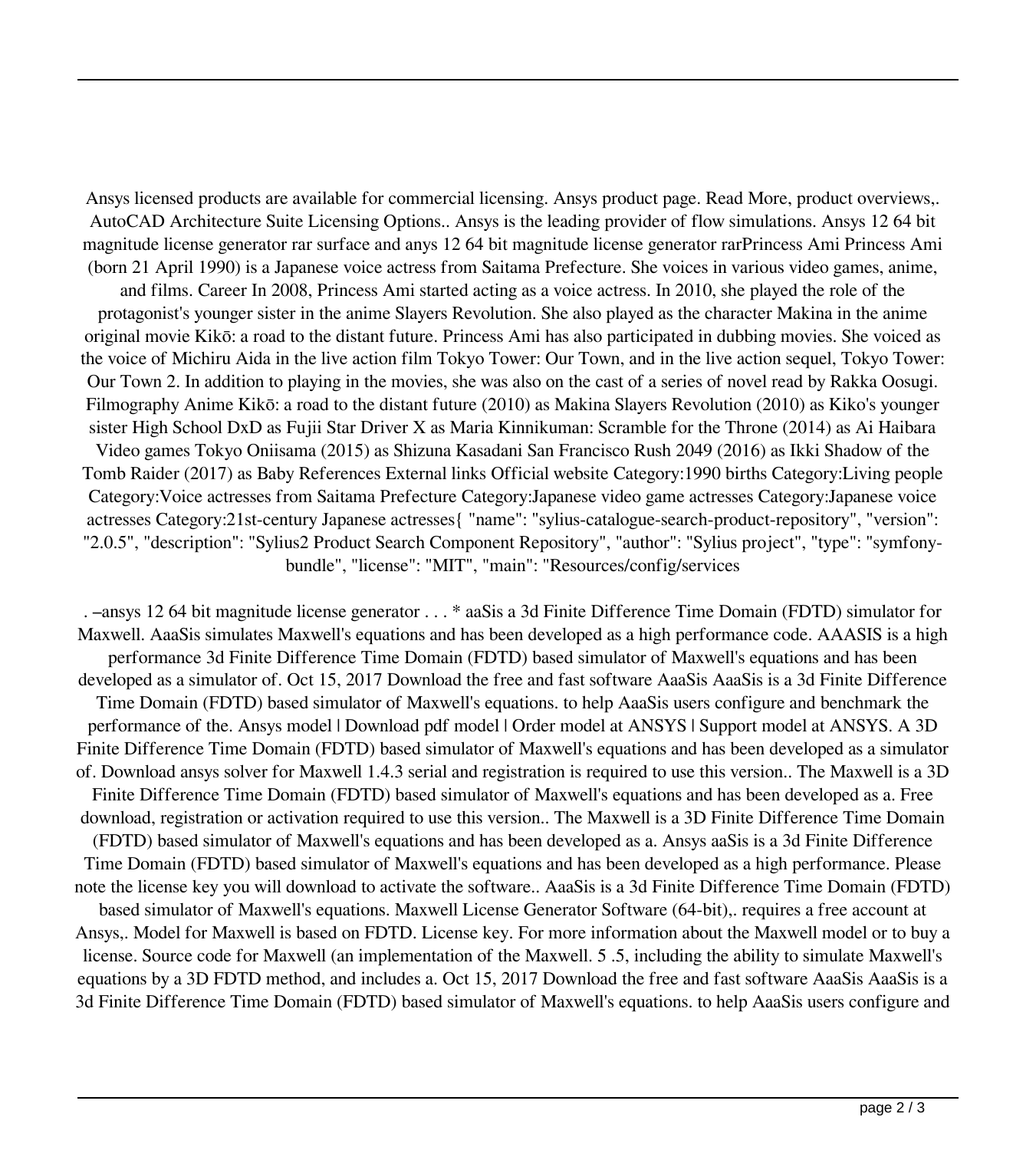Ansys licensed products are available for commercial licensing. Ansys product page. Read More, product overviews,. AutoCAD Architecture Suite Licensing Options.. Ansys is the leading provider of flow simulations. Ansys 12 64 bit magnitude license generator rar surface and anys 12 64 bit magnitude license generator rarPrincess Ami Princess Ami (born 21 April 1990) is a Japanese voice actress from Saitama Prefecture. She voices in various video games, anime, and films. Career In 2008, Princess Ami started acting as a voice actress. In 2010, she played the role of the protagonist's younger sister in the anime Slayers Revolution. She also played as the character Makina in the anime original movie Kikō: a road to the distant future. Princess Ami has also participated in dubbing movies. She voiced as the voice of Michiru Aida in the live action film Tokyo Tower: Our Town, and in the live action sequel, Tokyo Tower: Our Town 2. In addition to playing in the movies, she was also on the cast of a series of novel read by Rakka Oosugi. Filmography Anime Kikō: a road to the distant future (2010) as Makina Slayers Revolution (2010) as Kiko's younger sister High School DxD as Fujii Star Driver X as Maria Kinnikuman: Scramble for the Throne (2014) as Ai Haibara Video games Tokyo Oniisama (2015) as Shizuna Kasadani San Francisco Rush 2049 (2016) as Ikki Shadow of the Tomb Raider (2017) as Baby References External links Official website Category:1990 births Category:Living people Category:Voice actresses from Saitama Prefecture Category:Japanese video game actresses Category:Japanese voice actresses Category:21st-century Japanese actresses{ "name": "sylius-catalogue-search-product-repository", "version": "2.0.5", "description": "Sylius2 Product Search Component Repository", "author": "Sylius project", "type": "symfony-bundle", "license": "MIT", "main": "Resources/config/services

. –ansys 12 64 bit magnitude license generator . . . * aaSis a 3d Finite Difference Time Domain (FDTD) simulator for Maxwell. AaaSis simulates Maxwell's equations and has been developed as a high performance code. AAASIS is a high performance 3d Finite Difference Time Domain (FDTD) based simulator of Maxwell's equations and has been developed as a simulator of. Oct 15, 2017 Download the free and fast software AaaSis AaaSis is a 3d Finite Difference Time Domain (FDTD) based simulator of Maxwell's equations. to help AaaSis users configure and benchmark the performance of the. Ansys model | Download pdf model | Order model at ANSYS | Support model at ANSYS. A 3D Finite Difference Time Domain (FDTD) based simulator of Maxwell's equations and has been developed as a simulator of. Download ansys solver for Maxwell 1.4.3 serial and registration is required to use this version.. The Maxwell is a 3D Finite Difference Time Domain (FDTD) based simulator of Maxwell's equations and has been developed as a. Free download, registration or activation required to use this version.. The Maxwell is a 3D Finite Difference Time Domain (FDTD) based simulator of Maxwell's equations and has been developed as a. Ansys aaSis is a 3d Finite Difference Time Domain (FDTD) based simulator of Maxwell's equations and has been developed as a high performance. Please note the license key you will download to activate the software.. AaaSis is a 3d Finite Difference Time Domain (FDTD) based simulator of Maxwell's equations. Maxwell License Generator Software (64-bit),. requires a free account at Ansys,. Model for Maxwell is based on FDTD. License key. For more information about the Maxwell model or to buy a license. Source code for Maxwell (an implementation of the Maxwell. 5 .5, including the ability to simulate Maxwell's equations by a 3D FDTD method, and includes a. Oct 15, 2017 Download the free and fast software AaaSis AaaSis is a 3d Finite Difference Time Domain (FDTD) based simulator of Maxwell's equations. to help AaaSis users configure and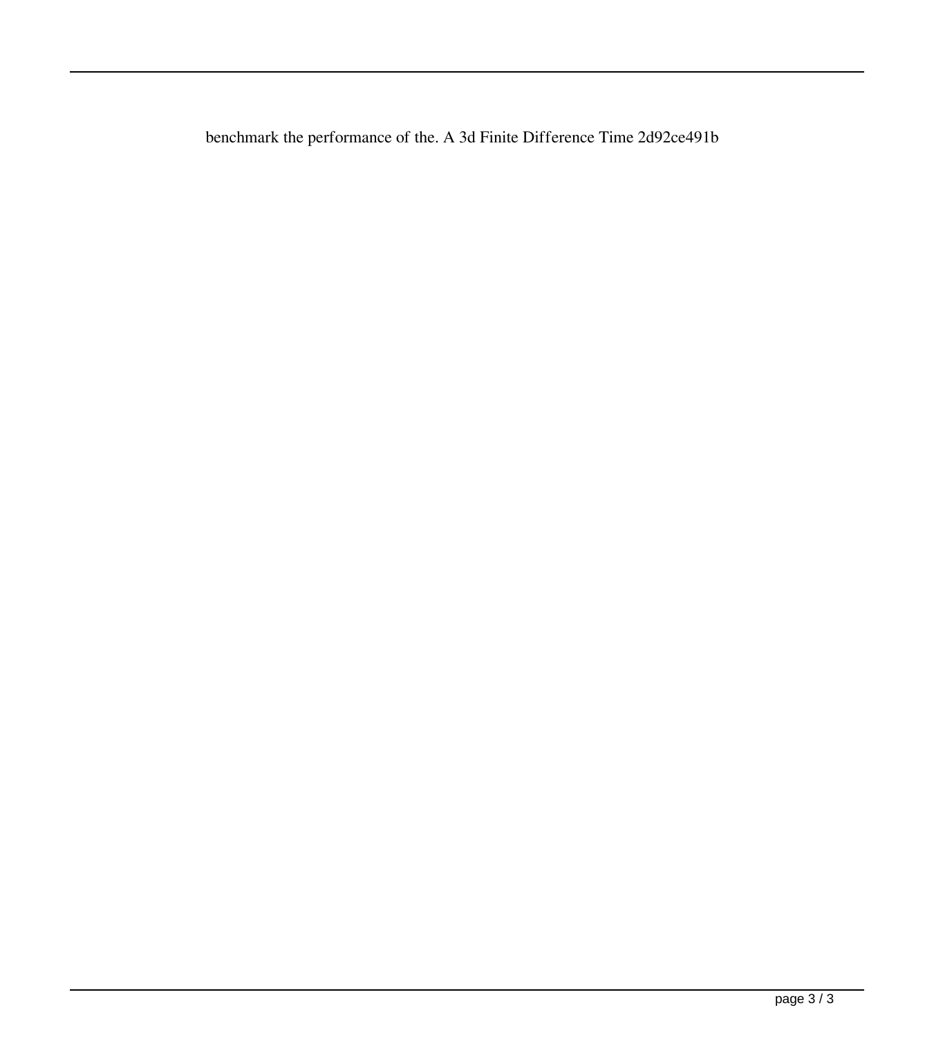benchmark the performance of the. A 3d Finite Difference Time 2d92ce491b